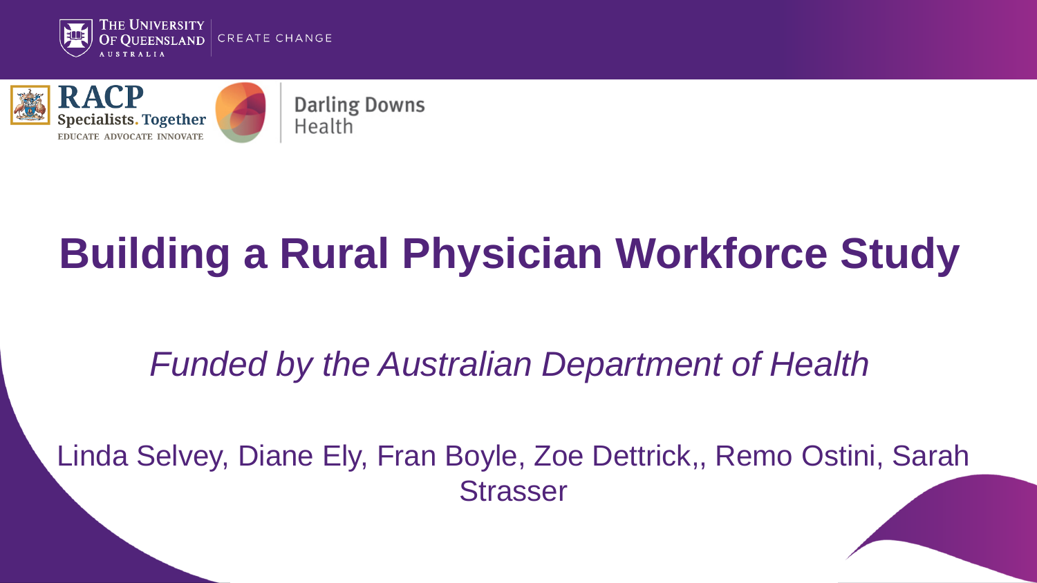THE UNIVERSITY OF QUEENSLAND AUSTRALIA | CREATE CHANGE

RACP Specialists. Together — EDUCATE ADVOCATE INNOVATE

Darling Downs Health

# Building a Rural Physician Workforce Study

*Funded by the Australian Department of Health*

Linda Selvey, Diane Ely, Fran Boyle, Zoe Dettrick,, Remo Ostini, Sarah Strasser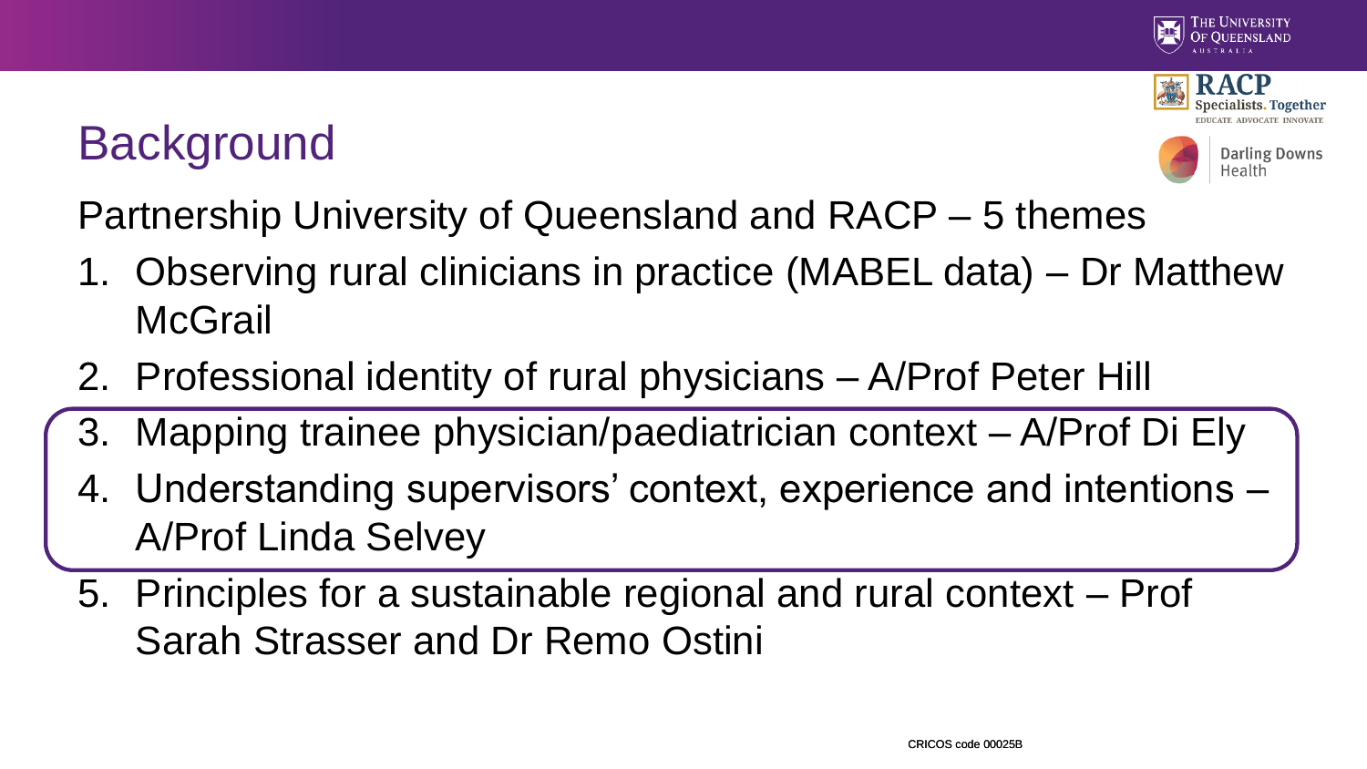# Background

Partnership University of Queensland and RACP – 5 themes

1. Observing rural clinicians in practice (MABEL data) – Dr Matthew McGrail
2. Professional identity of rural physicians – A/Prof Peter Hill
3. Mapping trainee physician/paediatrician context – A/Prof Di Ely
4. Understanding supervisors' context, experience and intentions – A/Prof Linda Selvey
5. Principles for a sustainable regional and rural context – Prof Sarah Strasser and Dr Remo Ostini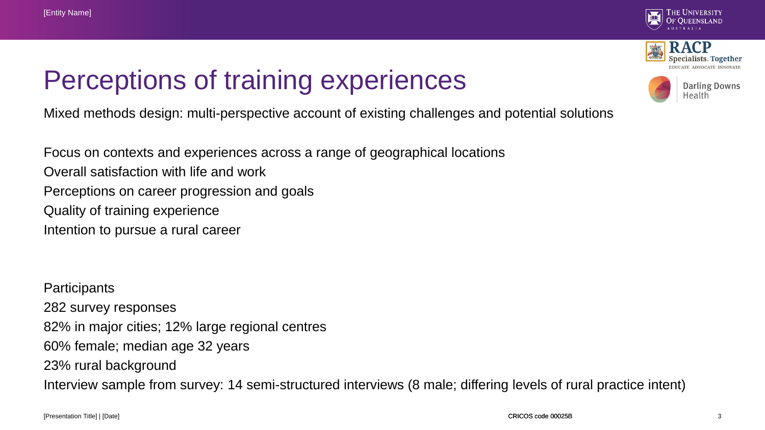# Perceptions of training experiences

Mixed methods design: multi-perspective account of existing challenges and potential solutions

Focus on contexts and experiences across a range of geographical locations
Overall satisfaction with life and work
Perceptions on career progression and goals
Quality of training experience
Intention to pursue a rural career

Participants
282 survey responses
82% in major cities; 12% large regional centres
60% female; median age 32 years
23% rural background
Interview sample from survey: 14 semi-structured interviews (8 male; differing levels of rural practice intent)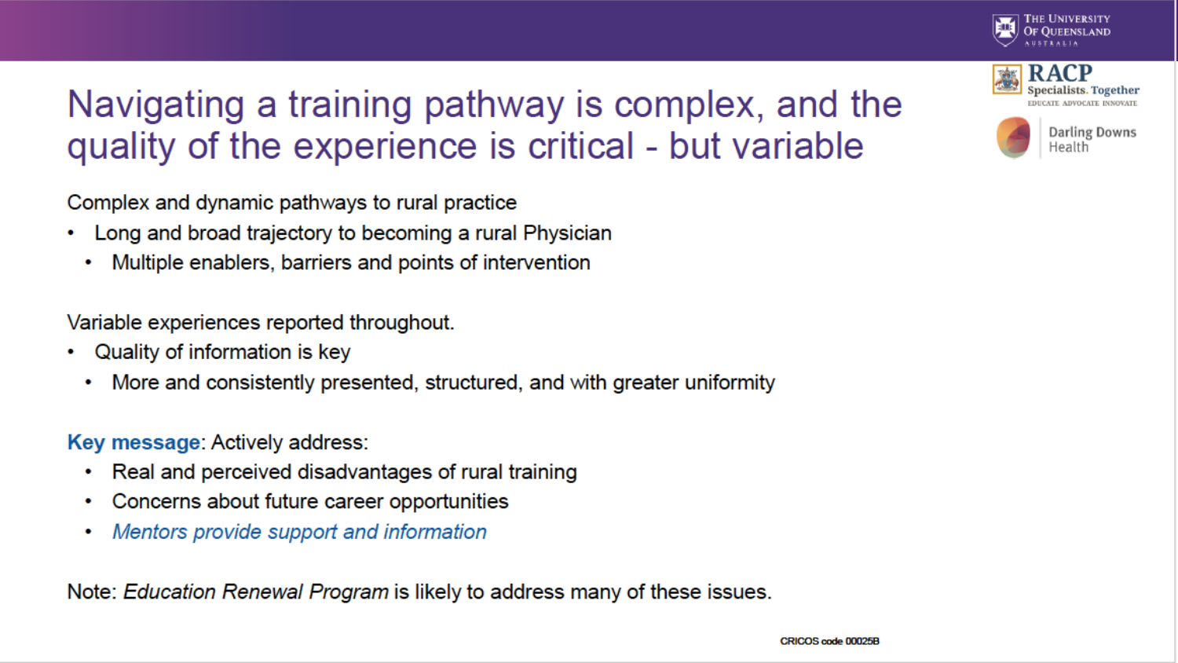# Navigating a training pathway is complex, and the quality of the experience is critical - but variable

Complex and dynamic pathways to rural practice

- Long and broad trajectory to becoming a rural Physician
  - Multiple enablers, barriers and points of intervention

Variable experiences reported throughout.

- Quality of information is key
  - More and consistently presented, structured, and with greater uniformity

**Key message**: Actively address:

- Real and perceived disadvantages of rural training
- Concerns about future career opportunities
- *Mentors provide support and information*

Note: *Education Renewal Program* is likely to address many of these issues.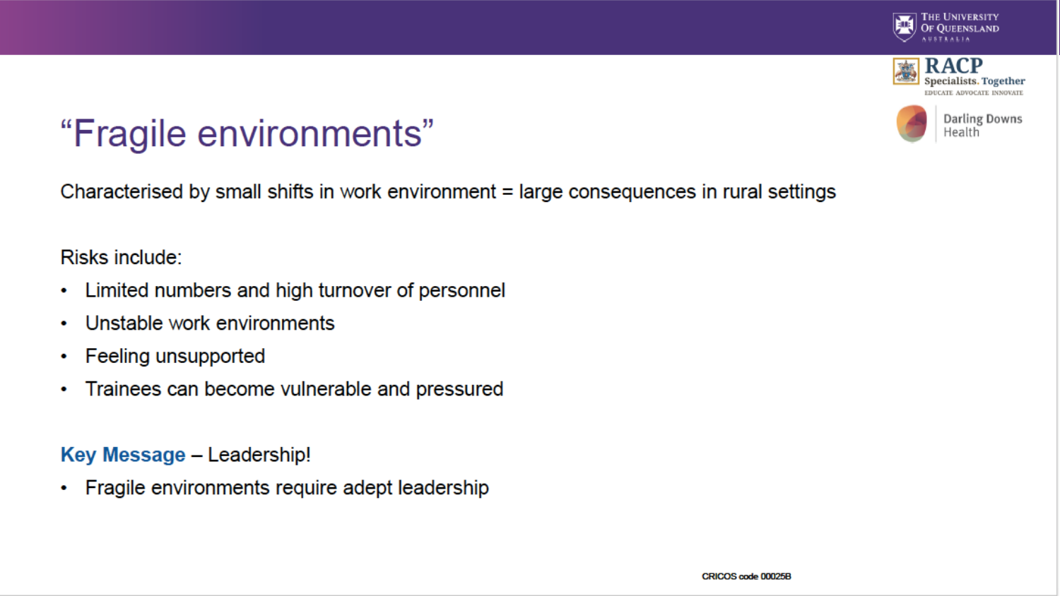# “Fragile environments”

Characterised by small shifts in work environment = large consequences in rural settings

Risks include:

- Limited numbers and high turnover of personnel
- Unstable work environments
- Feeling unsupported
- Trainees can become vulnerable and pressured

**Key Message** – Leadership!

- Fragile environments require adept leadership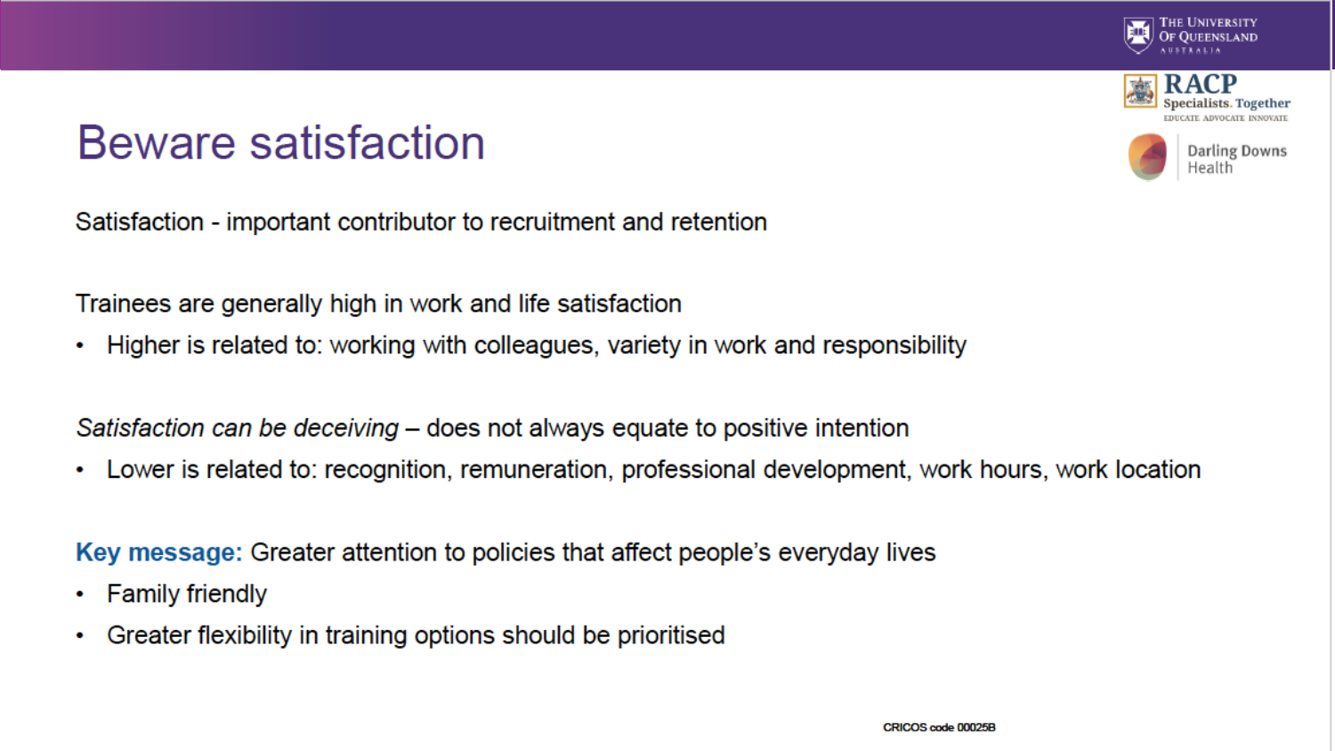# Beware satisfaction

Satisfaction - important contributor to recruitment and retention

Trainees are generally high in work and life satisfaction

- Higher is related to: working with colleagues, variety in work and responsibility

*Satisfaction can be deceiving* – does not always equate to positive intention

- Lower is related to: recognition, remuneration, professional development, work hours, work location

**Key message:** Greater attention to policies that affect people's everyday lives

- Family friendly
- Greater flexibility in training options should be prioritised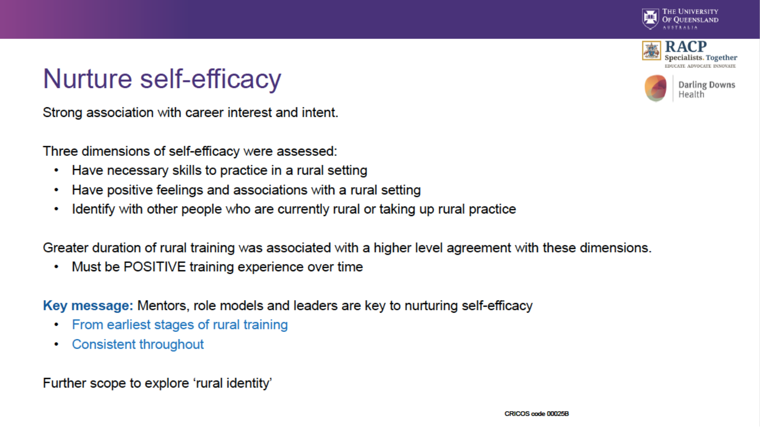# Nurture self-efficacy

Strong association with career interest and intent.

Three dimensions of self-efficacy were assessed:

- Have necessary skills to practice in a rural setting
- Have positive feelings and associations with a rural setting
- Identify with other people who are currently rural or taking up rural practice

Greater duration of rural training was associated with a higher level agreement with these dimensions.

- Must be POSITIVE training experience over time

**Key message:** Mentors, role models and leaders are key to nurturing self-efficacy

- From earliest stages of rural training
- Consistent throughout

Further scope to explore 'rural identity'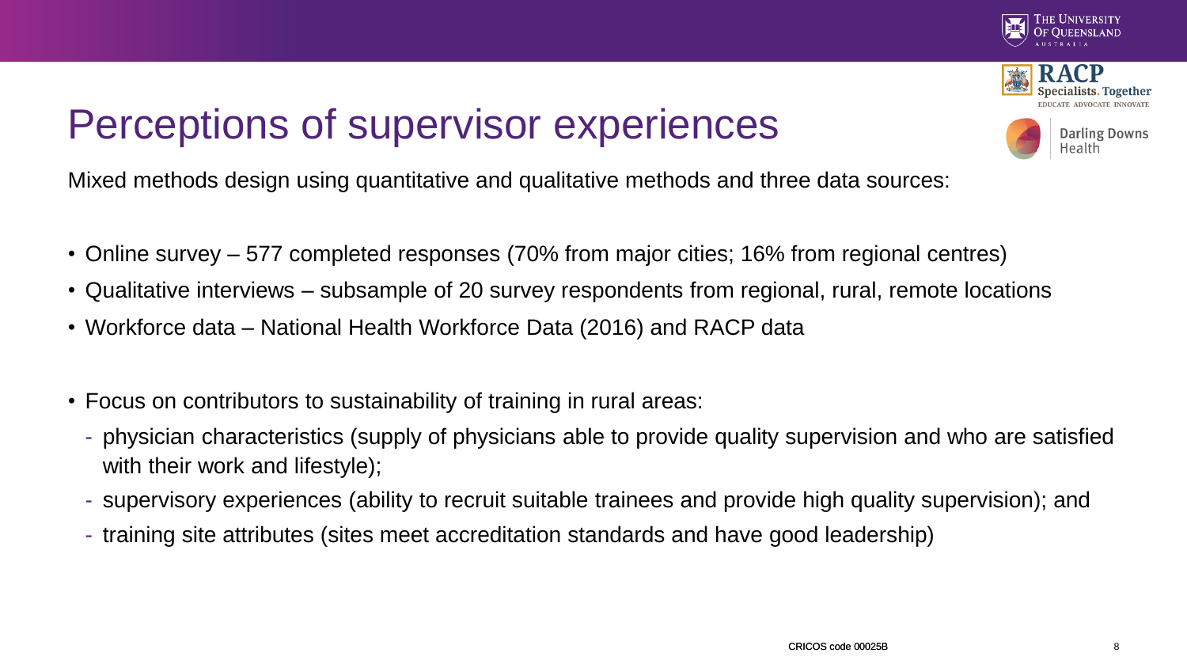# Perceptions of supervisor experiences

Mixed methods design using quantitative and qualitative methods and three data sources:

- Online survey – 577 completed responses (70% from major cities; 16% from regional centres)
- Qualitative interviews – subsample of 20 survey respondents from regional, rural, remote locations
- Workforce data – National Health Workforce Data (2016) and RACP data

- Focus on contributors to sustainability of training in rural areas:
  - physician characteristics (supply of physicians able to provide quality supervision and who are satisfied with their work and lifestyle);
  - supervisory experiences (ability to recruit suitable trainees and provide high quality supervision); and
  - training site attributes (sites meet accreditation standards and have good leadership)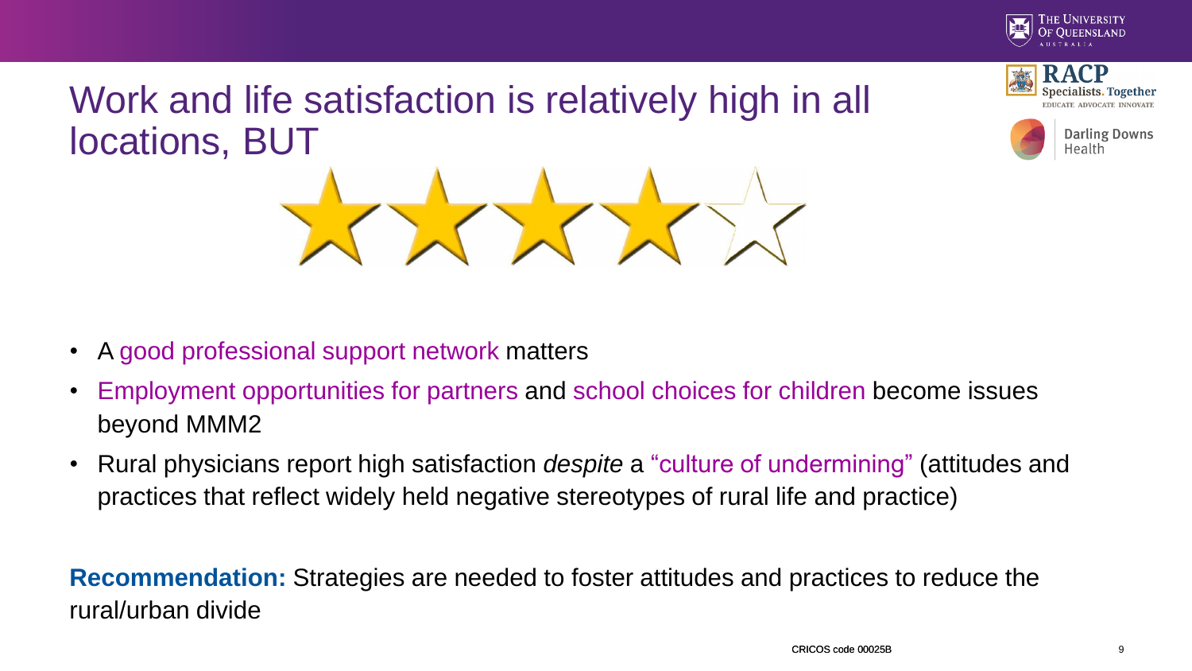# Work and life satisfaction is relatively high in all locations, BUT

- A good professional support network matters
- Employment opportunities for partners and school choices for children become issues beyond MMM2
- Rural physicians report high satisfaction *despite* a "culture of undermining" (attitudes and practices that reflect widely held negative stereotypes of rural life and practice)

**Recommendation:** Strategies are needed to foster attitudes and practices to reduce the rural/urban divide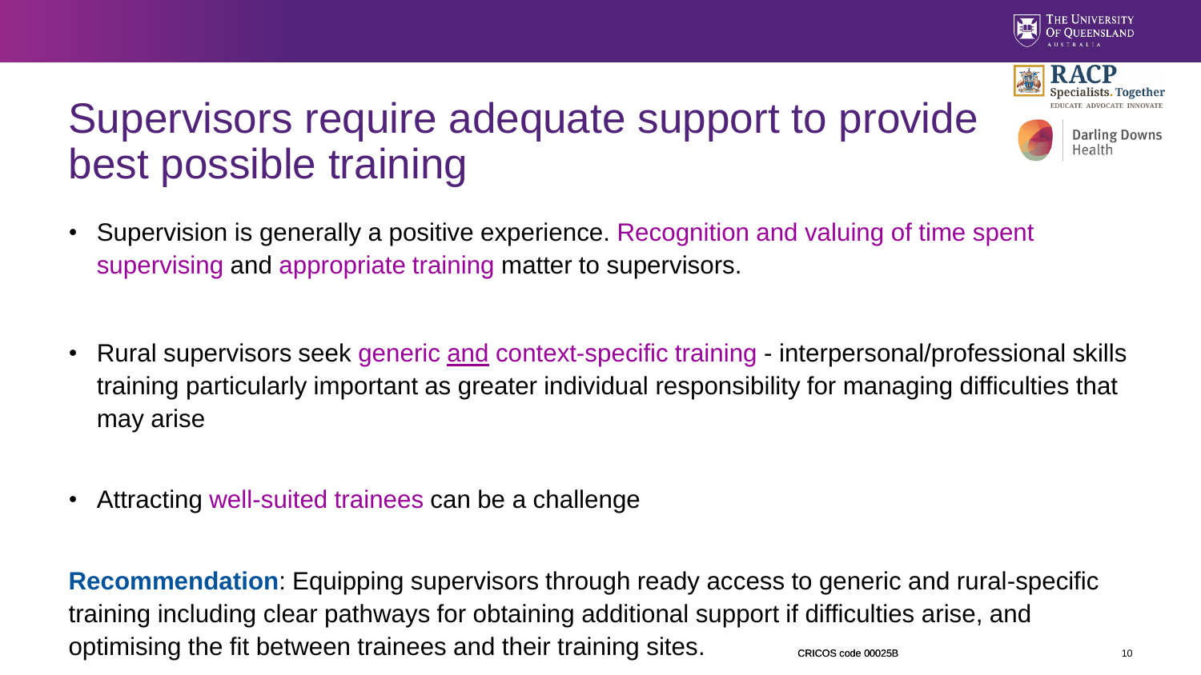# Supervisors require adequate support to provide best possible training

- Supervision is generally a positive experience. Recognition and valuing of time spent supervising and appropriate training matter to supervisors.

- Rural supervisors seek generic and context-specific training - interpersonal/professional skills training particularly important as greater individual responsibility for managing difficulties that may arise

- Attracting well-suited trainees can be a challenge

**Recommendation**: Equipping supervisors through ready access to generic and rural-specific training including clear pathways for obtaining additional support if difficulties arise, and optimising the fit between trainees and their training sites.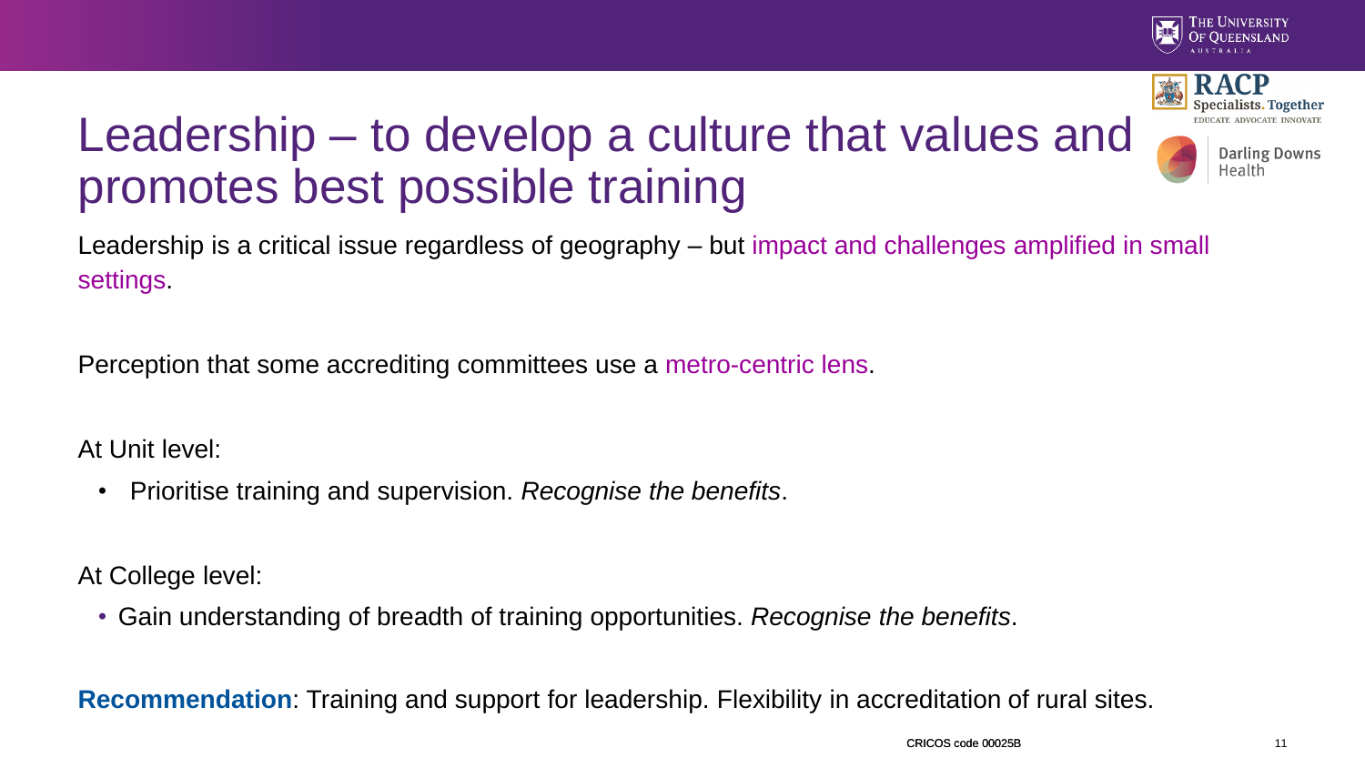# Leadership – to develop a culture that values and promotes best possible training

Leadership is a critical issue regardless of geography – but impact and challenges amplified in small settings.

Perception that some accrediting committees use a metro-centric lens.

At Unit level:

- Prioritise training and supervision. *Recognise the benefits*.

At College level:

- Gain understanding of breadth of training opportunities. *Recognise the benefits*.

**Recommendation**: Training and support for leadership. Flexibility in accreditation of rural sites.